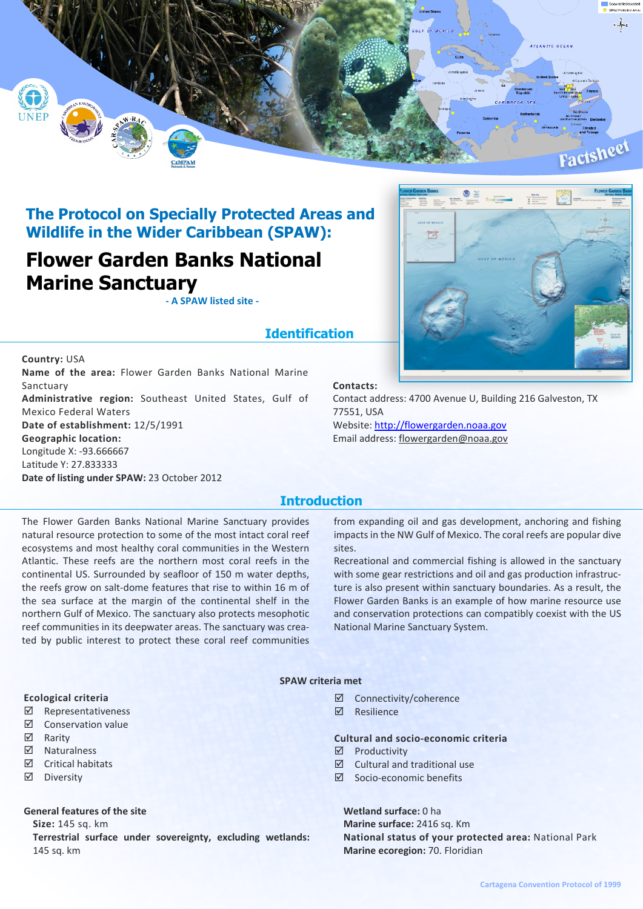# The Protocol on Specially Protected Areas and Wildlife in the Wider Caribbean (SPAW):

# Flower Garden Banks National Marine Sanctuary

- A SPAW listed site -

## Identification

**Country:** USA
**Name of the area:** Flower Garden Banks National Marine Sanctuary
**Administrative region:** Southeast United States, Gulf of Mexico Federal Waters
**Date of establishment:** 12/5/1991
**Geographic location:**
Longitude X: -93.666667
Latitude Y: 27.833333
**Date of listing under SPAW:** 23 October 2012

**Contacts:**
Contact address: 4700 Avenue U, Building 216 Galveston, TX 77551, USA
Website: http://flowergarden.noaa.gov
Email address: flowergarden@noaa.gov

## Introduction

The Flower Garden Banks National Marine Sanctuary provides natural resource protection to some of the most intact coral reef ecosystems and most healthy coral communities in the Western Atlantic. These reefs are the northern most coral reefs in the continental US. Surrounded by seafloor of 150 m water depths, the reefs grow on salt-dome features that rise to within 16 m of the sea surface at the margin of the continental shelf in the northern Gulf of Mexico. The sanctuary also protects mesophotic reef communities in its deepwater areas. The sanctuary was created by public interest to protect these coral reef communities from expanding oil and gas development, anchoring and fishing impacts in the NW Gulf of Mexico. The coral reefs are popular dive sites.

Recreational and commercial fishing is allowed in the sanctuary with some gear restrictions and oil and gas production infrastructure is also present within sanctuary boundaries. As a result, the Flower Garden Banks is an example of how marine resource use and conservation protections can compatibly coexist with the US National Marine Sanctuary System.

### SPAW criteria met

**Ecological criteria**
- ☑ Representativeness
- ☑ Conservation value
- ☑ Rarity
- ☑ Naturalness
- ☑ Critical habitats
- ☑ Diversity
- ☑ Connectivity/coherence
- ☑ Resilience

**Cultural and socio-economic criteria**
- ☑ Productivity
- ☑ Cultural and traditional use
- ☑ Socio-economic benefits

**General features of the site**

**Size:** 145 sq. km
**Terrestrial surface under sovereignty, excluding wetlands:** 145 sq. km
**Wetland surface:** 0 ha
**Marine surface:** 2416 sq. Km
**National status of your protected area:** National Park
**Marine ecoregion:** 70. Floridian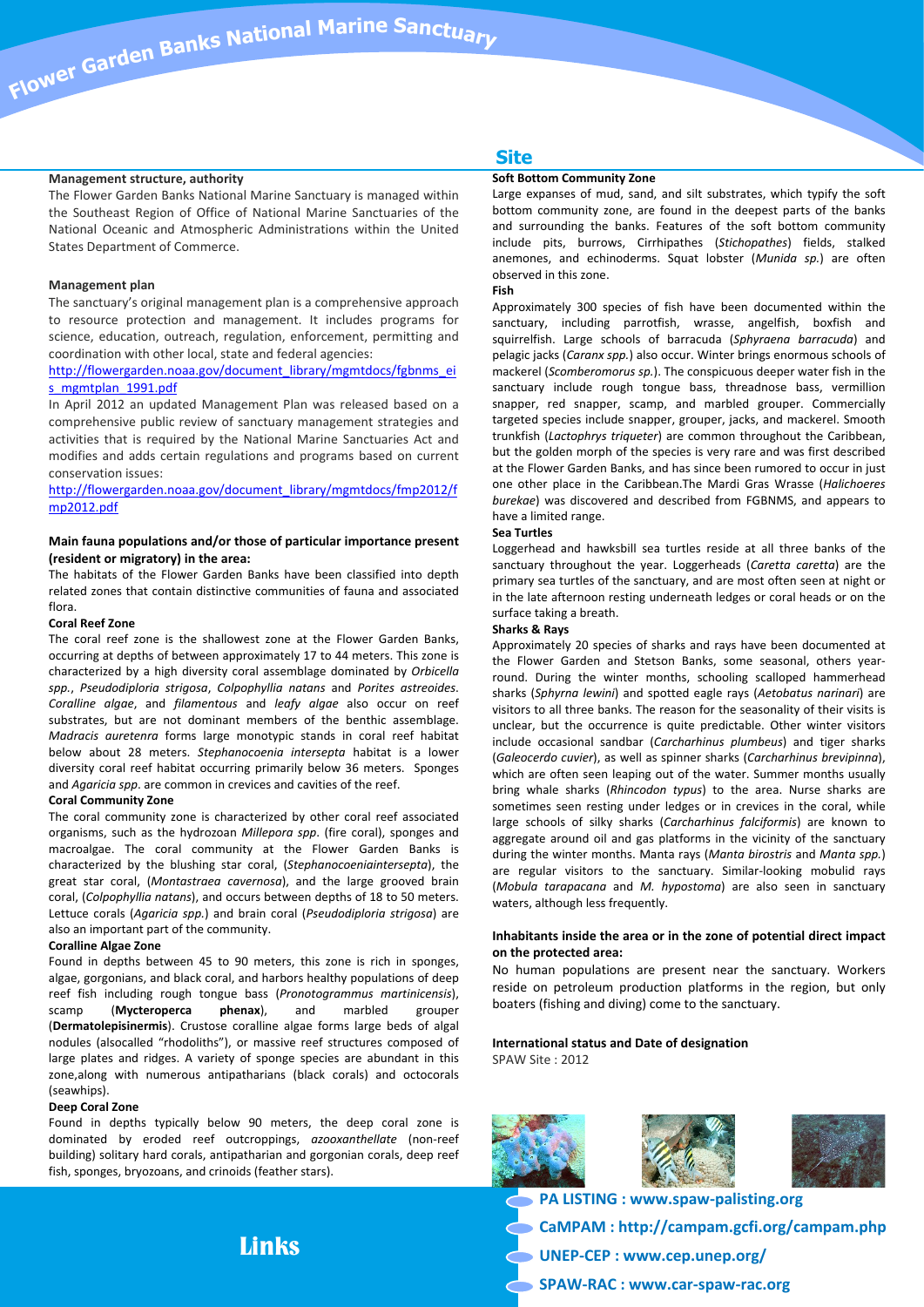# Flower Garden Banks National Marine Sanctuary

**Management structure, authority**

The Flower Garden Banks National Marine Sanctuary is managed within the Southeast Region of Office of National Marine Sanctuaries of the National Oceanic and Atmospheric Administrations within the United States Department of Commerce.

**Management plan**

The sanctuary's original management plan is a comprehensive approach to resource protection and management. It includes programs for science, education, outreach, regulation, enforcement, permitting and coordination with other local, state and federal agencies:

http://flowergarden.noaa.gov/document_library/mgmtdocs/fgbnms_eis_mgmtplan_1991.pdf

In April 2012 an updated Management Plan was released based on a comprehensive public review of sanctuary management strategies and activities that is required by the National Marine Sanctuaries Act and modifies and adds certain regulations and programs based on current conservation issues:

http://flowergarden.noaa.gov/document_library/mgmtdocs/fmp2012/fmp2012.pdf

**Main fauna populations and/or those of particular importance present (resident or migratory) in the area:**

The habitats of the Flower Garden Banks have been classified into depth related zones that contain distinctive communities of fauna and associated flora.

**Coral Reef Zone**

The coral reef zone is the shallowest zone at the Flower Garden Banks, occurring at depths of between approximately 17 to 44 meters. This zone is characterized by a high diversity coral assemblage dominated by *Orbicella spp.*, *Pseudodiploria strigosa*, *Colpophyllia natans* and *Porites astreoides*. *Coralline algae*, and *filamentous* and *leafy algae* also occur on reef substrates, but are not dominant members of the benthic assemblage. *Madracis auretenra* forms large monotypic stands in coral reef habitat below about 28 meters. *Stephanocoenia intersepta* habitat is a lower diversity coral reef habitat occurring primarily below 36 meters. Sponges and *Agaricia spp.* are common in crevices and cavities of the reef.

**Coral Community Zone**

The coral community zone is characterized by other coral reef associated organisms, such as the hydrozoan *Millepora spp.* (fire coral), sponges and macroalgae. The coral community at the Flower Garden Banks is characterized by the blushing star coral, (*Stephanocoeniaintersepta*), the great star coral, (*Montastraea cavernosa*), and the large grooved brain coral, (*Colpophyllia natans*), and occurs between depths of 18 to 50 meters. Lettuce corals (*Agaricia spp.*) and brain coral (*Pseudodiploria strigosa*) are also an important part of the community.

**Coralline Algae Zone**

Found in depths between 45 to 90 meters, this zone is rich in sponges, algae, gorgonians, and black coral, and harbors healthy populations of deep reef fish including rough tongue bass (*Pronotogrammus martinicensis*), scamp (**Mycteroperca phenax**), and marbled grouper (**Dermatolepisinermis**). Crustose coralline algae forms large beds of algal nodules (alsocalled "rhodoliths"), or massive reef structures composed of large plates and ridges. A variety of sponge species are abundant in this zone,along with numerous antipatharians (black corals) and octocorals (seawhips).

**Deep Coral Zone**

Found in depths typically below 90 meters, the deep coral zone is dominated by eroded reef outcroppings, *azooxanthellate* (non-reef building) solitary hard corals, antipatharian and gorgonian corals, deep reef fish, sponges, bryozoans, and crinoids (feather stars).

## Site

**Soft Bottom Community Zone**

Large expanses of mud, sand, and silt substrates, which typify the soft bottom community zone, are found in the deepest parts of the banks and surrounding the banks. Features of the soft bottom community include pits, burrows, Cirrhipathes (*Stichopathes*) fields, stalked anemones, and echinoderms. Squat lobster (*Munida sp.*) are often observed in this zone.

**Fish**

Approximately 300 species of fish have been documented within the sanctuary, including parrotfish, wrasse, angelfish, boxfish and squirrelfish. Large schools of barracuda (*Sphyraena barracuda*) and pelagic jacks (*Caranx spp.*) also occur. Winter brings enormous schools of mackerel (*Scomberomorus sp.*). The conspicuous deeper water fish in the sanctuary include rough tongue bass, threadnose bass, vermillion snapper, red snapper, scamp, and marbled grouper. Commercially targeted species include snapper, grouper, jacks, and mackerel. Smooth trunkfish (*Lactophrys triqueter*) are common throughout the Caribbean, but the golden morph of the species is very rare and was first described at the Flower Garden Banks, and has since been rumored to occur in just one other place in the Caribbean.The Mardi Gras Wrasse (*Halichoeres burekae*) was discovered and described from FGBNMS, and appears to have a limited range.

**Sea Turtles**

Loggerhead and hawksbill sea turtles reside at all three banks of the sanctuary throughout the year. Loggerheads (*Caretta caretta*) are the primary sea turtles of the sanctuary, and are most often seen at night or in the late afternoon resting underneath ledges or coral heads or on the surface taking a breath.

**Sharks & Rays**

Approximately 20 species of sharks and rays have been documented at the Flower Garden and Stetson Banks, some seasonal, others year-round. During the winter months, schooling scalloped hammerhead sharks (*Sphyrna lewini*) and spotted eagle rays (*Aetobatus narinari*) are visitors to all three banks. The reason for the seasonality of their visits is unclear, but the occurrence is quite predictable. Other winter visitors include occasional sandbar (*Carcharhinus plumbeus*) and tiger sharks (*Galeocerdo cuvier*), as well as spinner sharks (*Carcharhinus brevipinna*), which are often seen leaping out of the water. Summer months usually bring whale sharks (*Rhincodon typus*) to the area. Nurse sharks are sometimes seen resting under ledges or in crevices in the coral, while large schools of silky sharks (*Carcharhinus falciformis*) are known to aggregate around oil and gas platforms in the vicinity of the sanctuary during the winter months. Manta rays (*Manta birostris* and *Manta spp.*) are regular visitors to the sanctuary. Similar-looking mobulid rays (*Mobula tarapacana* and *M. hypostoma*) are also seen in sanctuary waters, although less frequently.

**Inhabitants inside the area or in the zone of potential direct impact on the protected area:**

No human populations are present near the sanctuary. Workers reside on petroleum production platforms in the region, but only boaters (fishing and diving) come to the sanctuary.

**International status and Date of designation**

SPAW Site : 2012

## Links

- PA LISTING : www.spaw-palisting.org
- CaMPAM : http://campam.gcfi.org/campam.php
- UNEP-CEP : www.cep.unep.org/
- SPAW-RAC : www.car-spaw-rac.org